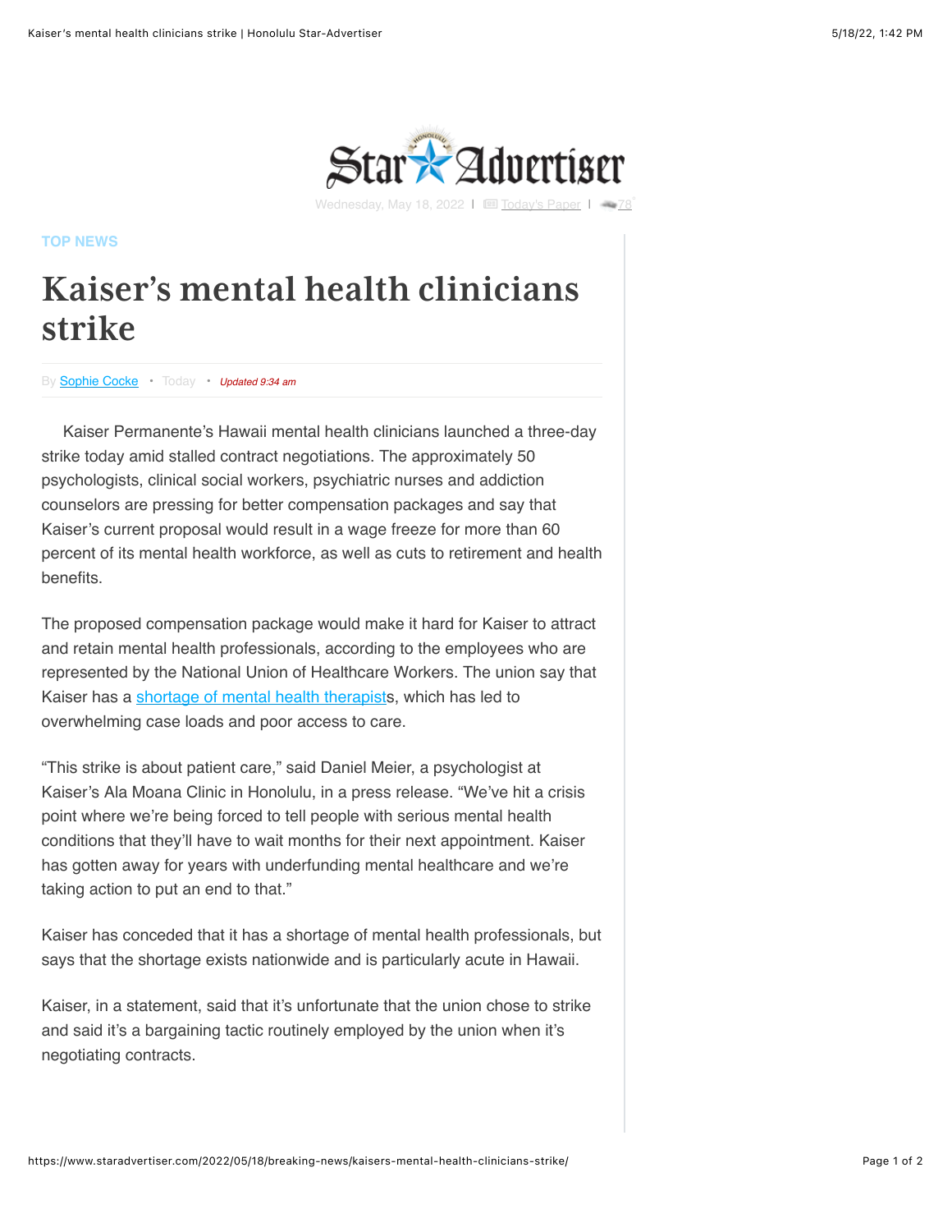Star Advertiser

Wednesday, May 18, 2022 | Today's Paper | 78°

TOP NEWS

# Kaiser's mental health clinicians strike

By Sophie Cocke • Today • *Updated 9:34 am*

Kaiser Permanente's Hawaii mental health clinicians launched a three-day strike today amid stalled contract negotiations. The approximately 50 psychologists, clinical social workers, psychiatric nurses and addiction counselors are pressing for better compensation packages and say that Kaiser's current proposal would result in a wage freeze for more than 60 percent of its mental health workforce, as well as cuts to retirement and health benefits.

The proposed compensation package would make it hard for Kaiser to attract and retain mental health professionals, according to the employees who are represented by the National Union of Healthcare Workers. The union say that Kaiser has a shortage of mental health therapists, which has led to overwhelming case loads and poor access to care.

"This strike is about patient care," said Daniel Meier, a psychologist at Kaiser's Ala Moana Clinic in Honolulu, in a press release. "We've hit a crisis point where we're being forced to tell people with serious mental health conditions that they'll have to wait months for their next appointment. Kaiser has gotten away for years with underfunding mental healthcare and we're taking action to put an end to that."

Kaiser has conceded that it has a shortage of mental health professionals, but says that the shortage exists nationwide and is particularly acute in Hawaii.

Kaiser, in a statement, said that it's unfortunate that the union chose to strike and said it's a bargaining tactic routinely employed by the union when it's negotiating contracts.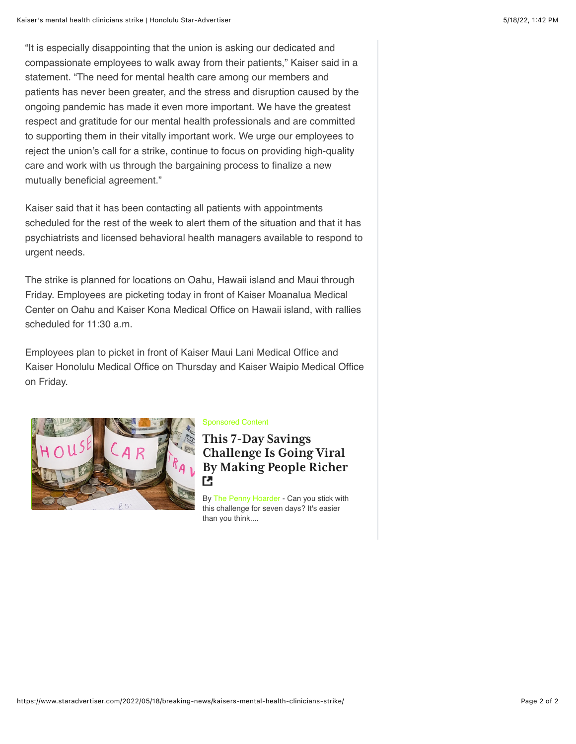"It is especially disappointing that the union is asking our dedicated and compassionate employees to walk away from their patients," Kaiser said in a statement. "The need for mental health care among our members and patients has never been greater, and the stress and disruption caused by the ongoing pandemic has made it even more important. We have the greatest respect and gratitude for our mental health professionals and are committed to supporting them in their vitally important work. We urge our employees to reject the union's call for a strike, continue to focus on providing high-quality care and work with us through the bargaining process to finalize a new mutually beneficial agreement."

Kaiser said that it has been contacting all patients with appointments scheduled for the rest of the week to alert them of the situation and that it has psychiatrists and licensed behavioral health managers available to respond to urgent needs.

The strike is planned for locations on Oahu, Hawaii island and Maui through Friday. Employees are picketing today in front of Kaiser Moanalua Medical Center on Oahu and Kaiser Kona Medical Office on Hawaii island, with rallies scheduled for 11:30 a.m.

Employees plan to picket in front of Kaiser Maui Lani Medical Office and Kaiser Honolulu Medical Office on Thursday and Kaiser Waipio Medical Office on Friday.

Sponsored Content

**This 7-Day Savings Challenge Is Going Viral By Making People Richer**

By The Penny Hoarder - Can you stick with this challenge for seven days? It's easier than you think....